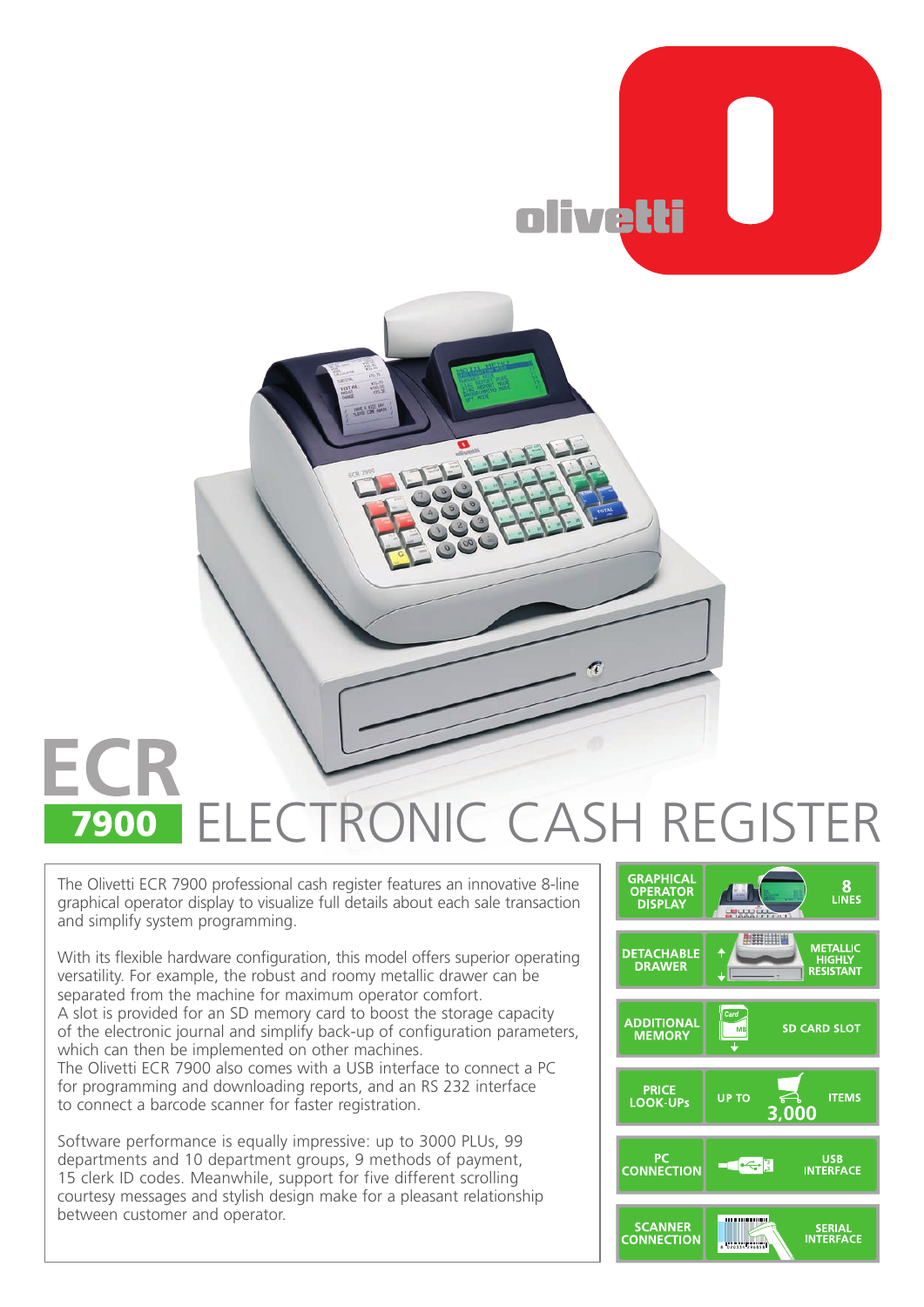# ECR 7900 ELECTRONIC CASH REGISTER

The Olivetti ECR 7900 professional cash register features an innovative 8-line graphical operator display to visualize full details about each sale transaction and simplify system programming.

With its flexible hardware configuration, this model offers superior operating versatility. For example, the robust and roomy metallic drawer can be separated from the machine for maximum operator comfort.
A slot is provided for an SD memory card to boost the storage capacity of the electronic journal and simplify back-up of configuration parameters, which can then be implemented on other machines.
The Olivetti ECR 7900 also comes with a USB interface to connect a PC for programming and downloading reports, and an RS 232 interface to connect a barcode scanner for faster registration.

Software performance is equally impressive: up to 3000 PLUs, 99 departments and 10 department groups, 9 methods of payment, 15 clerk ID codes. Meanwhile, support for five different scrolling courtesy messages and stylish design make for a pleasant relationship between customer and operator.

| | |
|---|---|
| GRAPHICAL OPERATOR DISPLAY | 8 LINES |
| DETACHABLE DRAWER | METALLIC HIGHLY RESISTANT |
| ADDITIONAL MEMORY | SD CARD SLOT |
| PRICE LOOK-UPs | UP TO 3,000 ITEMS |
| PC CONNECTION | USB INTERFACE |
| SCANNER CONNECTION | SERIAL INTERFACE |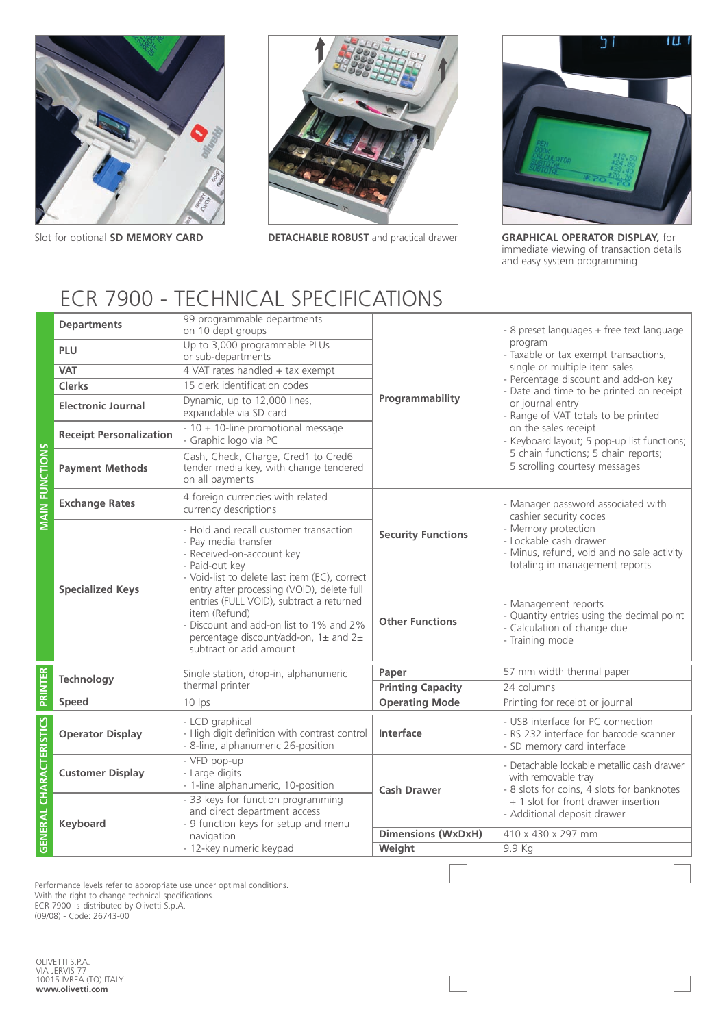Slot for optional **SD MEMORY CARD**

**DETACHABLE ROBUST** and practical drawer

**GRAPHICAL OPERATOR DISPLAY,** for immediate viewing of transaction details and easy system programming

# ECR 7900 - TECHNICAL SPECIFICATIONS

## MAIN FUNCTIONS

| | | | |
|---|---|---|---|
| **Departments** | 99 programmable departments on 10 dept groups | **Programmability** | - 8 preset languages + free text language program<br>- Taxable or tax exempt transactions, single or multiple item sales<br>- Percentage discount and add-on key<br>- Date and time to be printed on receipt or journal entry<br>- Range of VAT totals to be printed on the sales receipt<br>- Keyboard layout; 5 pop-up list functions; 5 chain functions; 5 chain reports; 5 scrolling courtesy messages |
| **PLU** | Up to 3,000 programmable PLUs or sub-departments | | |
| **VAT** | 4 VAT rates handled + tax exempt | | |
| **Clerks** | 15 clerk identification codes | | |
| **Electronic Journal** | Dynamic, up to 12,000 lines, expandable via SD card | | |
| **Receipt Personalization** | - 10 + 10-line promotional message<br>- Graphic logo via PC | | |
| **Payment Methods** | Cash, Check, Charge, Cred1 to Cred6 tender media key, with change tendered on all payments | | |
| **Exchange Rates** | 4 foreign currencies with related currency descriptions | **Security Functions** | - Manager password associated with cashier security codes<br>- Memory protection<br>- Lockable cash drawer<br>- Minus, refund, void and no sale activity totaling in management reports |
| **Specialized Keys** | - Hold and recall customer transaction<br>- Pay media transfer<br>- Received-on-account key<br>- Paid-out key<br>- Void-list to delete last item (EC), correct entry after processing (VOID), delete full entries (FULL VOID), subtract a returned item (Refund)<br>- Discount and add-on list to 1% and 2% percentage discount/add-on, 1± and 2± subtract or add amount | **Other Functions** | - Management reports<br>- Quantity entries using the decimal point<br>- Calculation of change due<br>- Training mode |

## PRINTER

| | | | |
|---|---|---|---|
| **Technology** | Single station, drop-in, alphanumeric thermal printer | **Paper** | 57 mm width thermal paper |
| | | **Printing Capacity** | 24 columns |
| **Speed** | 10 lps | **Operating Mode** | Printing for receipt or journal |

## GENERAL CHARACTERISTICS

| | | | |
|---|---|---|---|
| **Operator Display** | - LCD graphical<br>- High digit definition with contrast control<br>- 8-line, alphanumeric 26-position | **Interface** | - USB interface for PC connection<br>- RS 232 interface for barcode scanner<br>- SD memory card interface |
| **Customer Display** | - VFD pop-up<br>- Large digits<br>- 1-line alphanumeric, 10-position | **Cash Drawer** | - Detachable lockable metallic cash drawer with removable tray<br>- 8 slots for coins, 4 slots for banknotes + 1 slot for front drawer insertion<br>- Additional deposit drawer |
| **Keyboard** | - 33 keys for function programming and direct department access<br>- 9 function keys for setup and menu navigation<br>- 12-key numeric keypad | **Dimensions (WxDxH)** | 410 x 430 x 297 mm |
| | | **Weight** | 9.9 Kg |

Performance levels refer to appropriate use under optimal conditions.
With the right to change technical specifications.
ECR 7900 is distributed by Olivetti S.p.A.
(09/08) - Code: 26743-00

OLIVETTI S.P.A.
VIA JERVIS 77
10015 IVREA (TO) ITALY
**www.olivetti.com**